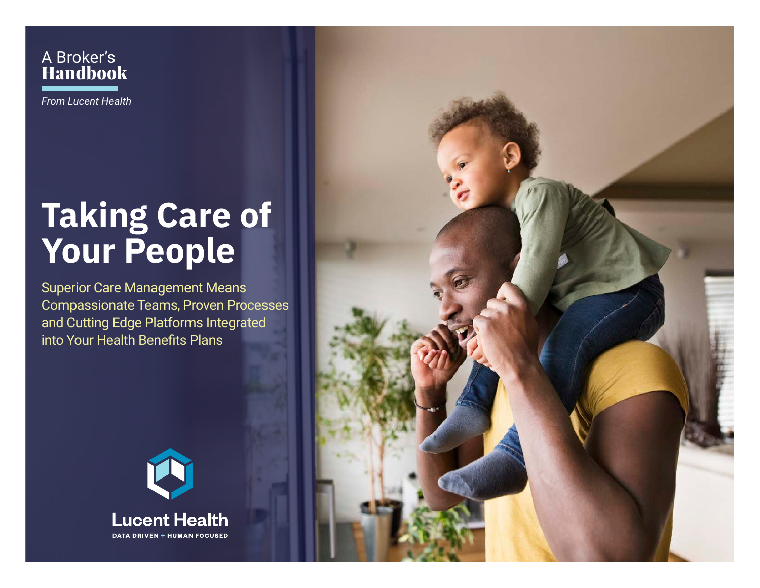A Broker's
**Handbook**

*From Lucent Health*

# Taking Care of Your People

Superior Care Management Means Compassionate Teams, Proven Processes and Cutting Edge Platforms Integrated into Your Health Benefits Plans

Lucent Health

DATA DRIVEN + HUMAN FOCUSED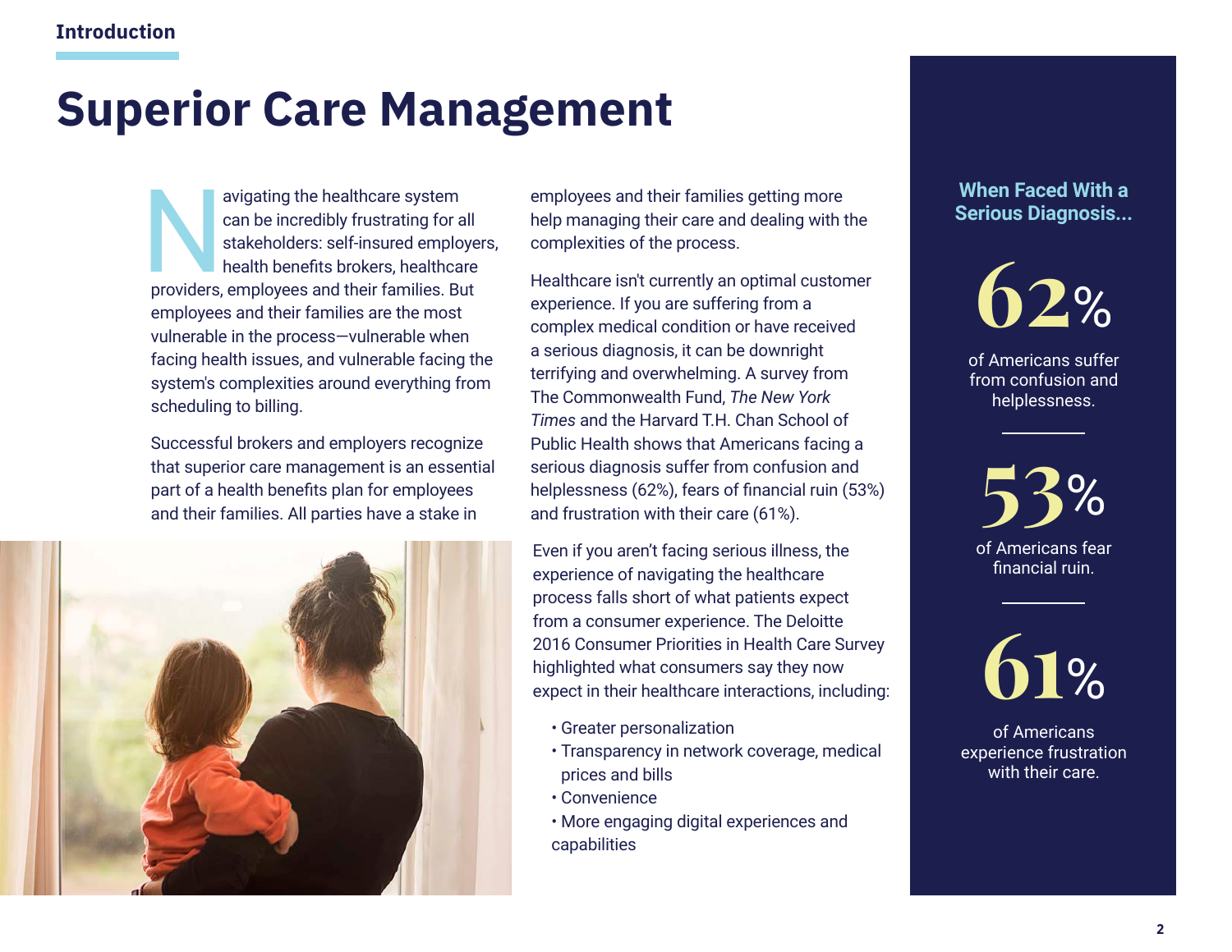Introduction

# Superior Care Management

Navigating the healthcare system can be incredibly frustrating for all stakeholders: self-insured employers, health benefits brokers, healthcare providers, employees and their families. But employees and their families are the most vulnerable in the process—vulnerable when facing health issues, and vulnerable facing the system's complexities around everything from scheduling to billing.

Successful brokers and employers recognize that superior care management is an essential part of a health benefits plan for employees and their families. All parties have a stake in employees and their families getting more help managing their care and dealing with the complexities of the process.

Healthcare isn't currently an optimal customer experience. If you are suffering from a complex medical condition or have received a serious diagnosis, it can be downright terrifying and overwhelming. A survey from The Commonwealth Fund, *The New York Times* and the Harvard T.H. Chan School of Public Health shows that Americans facing a serious diagnosis suffer from confusion and helplessness (62%), fears of financial ruin (53%) and frustration with their care (61%).

Even if you aren't facing serious illness, the experience of navigating the healthcare process falls short of what patients expect from a consumer experience. The Deloitte 2016 Consumer Priorities in Health Care Survey highlighted what consumers say they now expect in their healthcare interactions, including:

- Greater personalization
- Transparency in network coverage, medical prices and bills
- Convenience
- More engaging digital experiences and capabilities

## When Faced With a Serious Diagnosis...

**62%** of Americans suffer from confusion and helplessness.

**53%** of Americans fear financial ruin.

**61%** of Americans experience frustration with their care.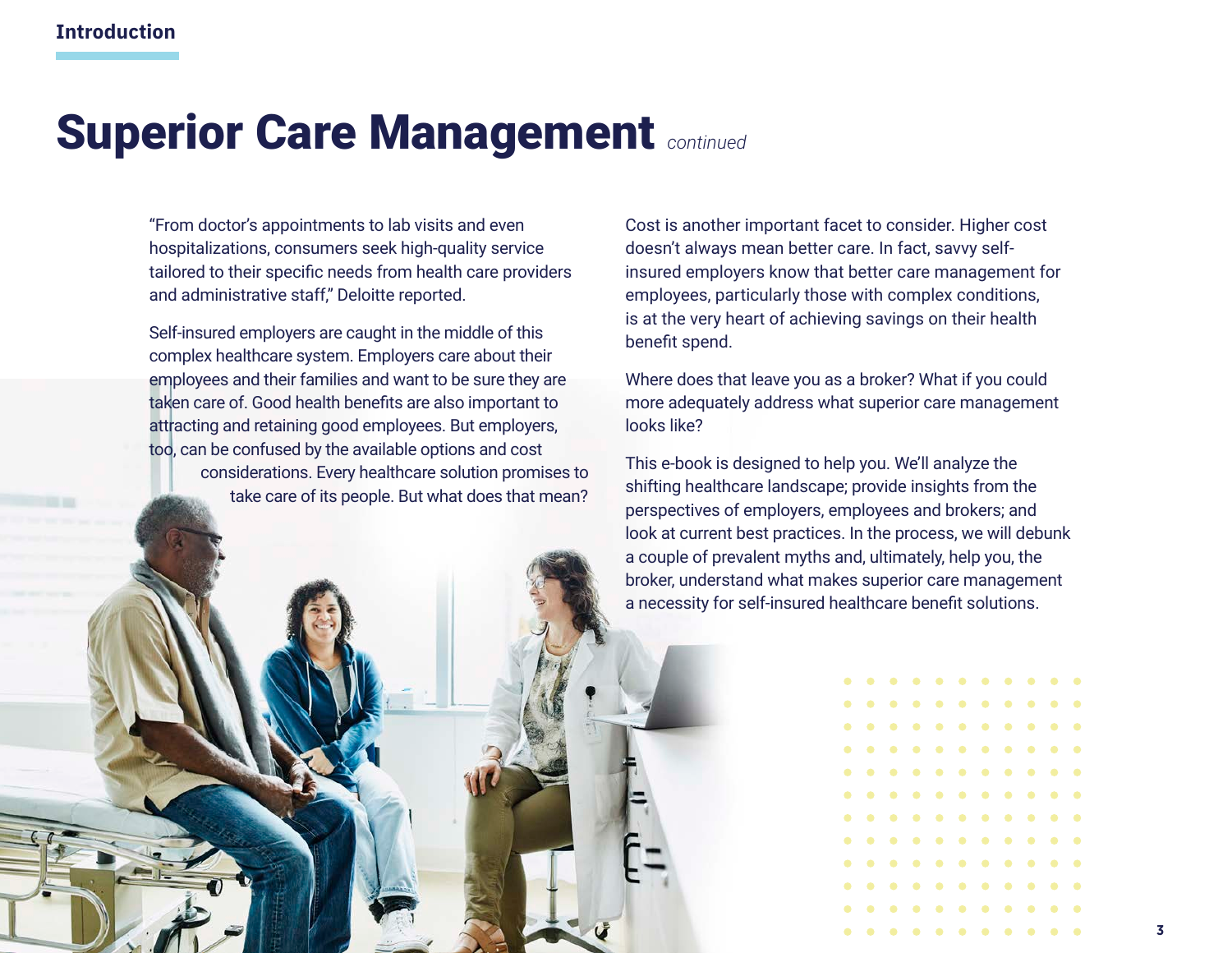# Superior Care Management *continued*

"From doctor's appointments to lab visits and even hospitalizations, consumers seek high-quality service tailored to their specific needs from health care providers and administrative staff," Deloitte reported.

Self-insured employers are caught in the middle of this complex healthcare system. Employers care about their employees and their families and want to be sure they are taken care of. Good health benefits are also important to attracting and retaining good employees. But employers, too, can be confused by the available options and cost considerations. Every healthcare solution promises to take care of its people. But what does that mean?

Cost is another important facet to consider. Higher cost doesn't always mean better care. In fact, savvy self-insured employers know that better care management for employees, particularly those with complex conditions, is at the very heart of achieving savings on their health benefit spend.

Where does that leave you as a broker? What if you could more adequately address what superior care management looks like?

This e-book is designed to help you. We'll analyze the shifting healthcare landscape; provide insights from the perspectives of employers, employees and brokers; and look at current best practices. In the process, we will debunk a couple of prevalent myths and, ultimately, help you, the broker, understand what makes superior care management a necessity for self-insured healthcare benefit solutions.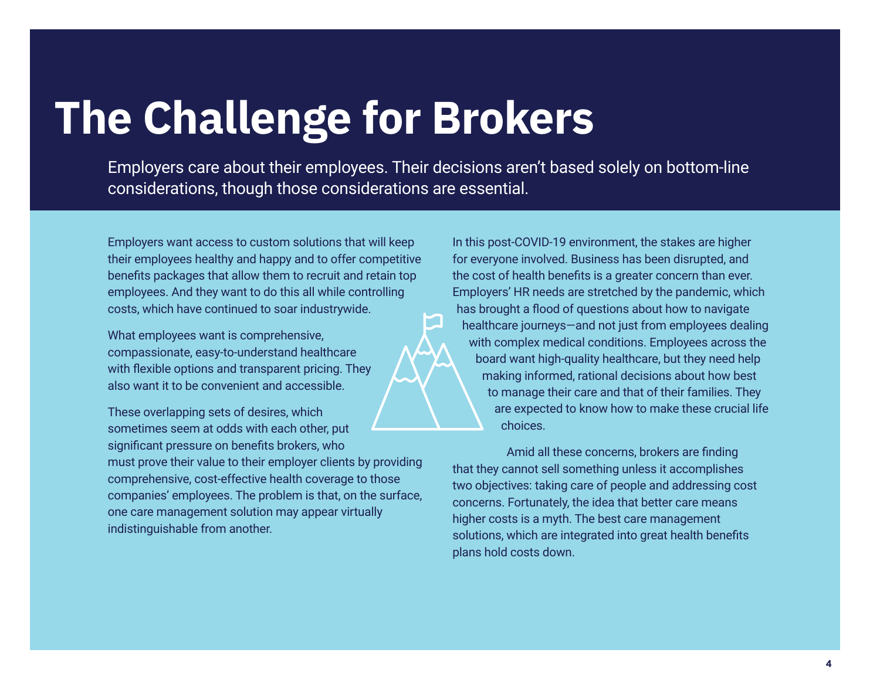# The Challenge for Brokers

Employers care about their employees. Their decisions aren't based solely on bottom-line considerations, though those considerations are essential.

Employers want access to custom solutions that will keep their employees healthy and happy and to offer competitive benefits packages that allow them to recruit and retain top employees. And they want to do this all while controlling costs, which have continued to soar industrywide.

What employees want is comprehensive, compassionate, easy-to-understand healthcare with flexible options and transparent pricing. They also want it to be convenient and accessible.

These overlapping sets of desires, which sometimes seem at odds with each other, put significant pressure on benefits brokers, who must prove their value to their employer clients by providing comprehensive, cost-effective health coverage to those companies' employees. The problem is that, on the surface, one care management solution may appear virtually indistinguishable from another.

In this post-COVID-19 environment, the stakes are higher for everyone involved. Business has been disrupted, and the cost of health benefits is a greater concern than ever. Employers' HR needs are stretched by the pandemic, which has brought a flood of questions about how to navigate healthcare journeys—and not just from employees dealing with complex medical conditions. Employees across the board want high-quality healthcare, but they need help making informed, rational decisions about how best to manage their care and that of their families. They are expected to know how to make these crucial life choices.

Amid all these concerns, brokers are finding that they cannot sell something unless it accomplishes two objectives: taking care of people and addressing cost concerns. Fortunately, the idea that better care means higher costs is a myth. The best care management solutions, which are integrated into great health benefits plans hold costs down.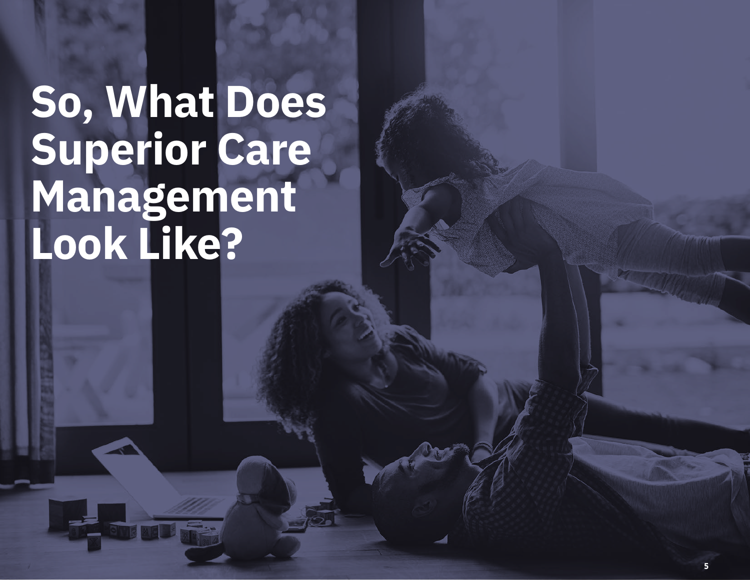# So, What Does Superior Care Management Look Like?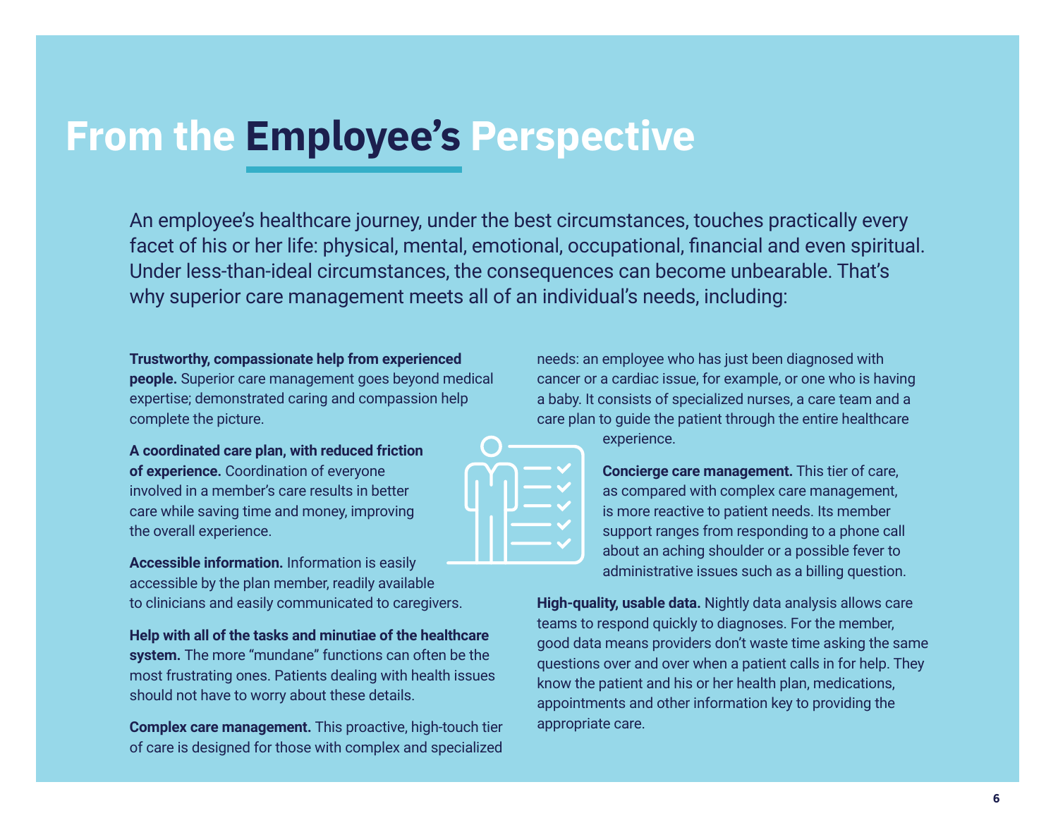# From the Employee's Perspective

An employee's healthcare journey, under the best circumstances, touches practically every facet of his or her life: physical, mental, emotional, occupational, financial and even spiritual. Under less-than-ideal circumstances, the consequences can become unbearable. That's why superior care management meets all of an individual's needs, including:

**Trustworthy, compassionate help from experienced people.** Superior care management goes beyond medical expertise; demonstrated caring and compassion help complete the picture.

**A coordinated care plan, with reduced friction of experience.** Coordination of everyone involved in a member's care results in better care while saving time and money, improving the overall experience.

**Accessible information.** Information is easily accessible by the plan member, readily available to clinicians and easily communicated to caregivers.

**Help with all of the tasks and minutiae of the healthcare system.** The more "mundane" functions can often be the most frustrating ones. Patients dealing with health issues should not have to worry about these details.

**Complex care management.** This proactive, high-touch tier of care is designed for those with complex and specialized needs: an employee who has just been diagnosed with cancer or a cardiac issue, for example, or one who is having a baby. It consists of specialized nurses, a care team and a care plan to guide the patient through the entire healthcare experience.

**Concierge care management.** This tier of care, as compared with complex care management, is more reactive to patient needs. Its member support ranges from responding to a phone call about an aching shoulder or a possible fever to administrative issues such as a billing question.

**High-quality, usable data.** Nightly data analysis allows care teams to respond quickly to diagnoses. For the member, good data means providers don't waste time asking the same questions over and over when a patient calls in for help. They know the patient and his or her health plan, medications, appointments and other information key to providing the appropriate care.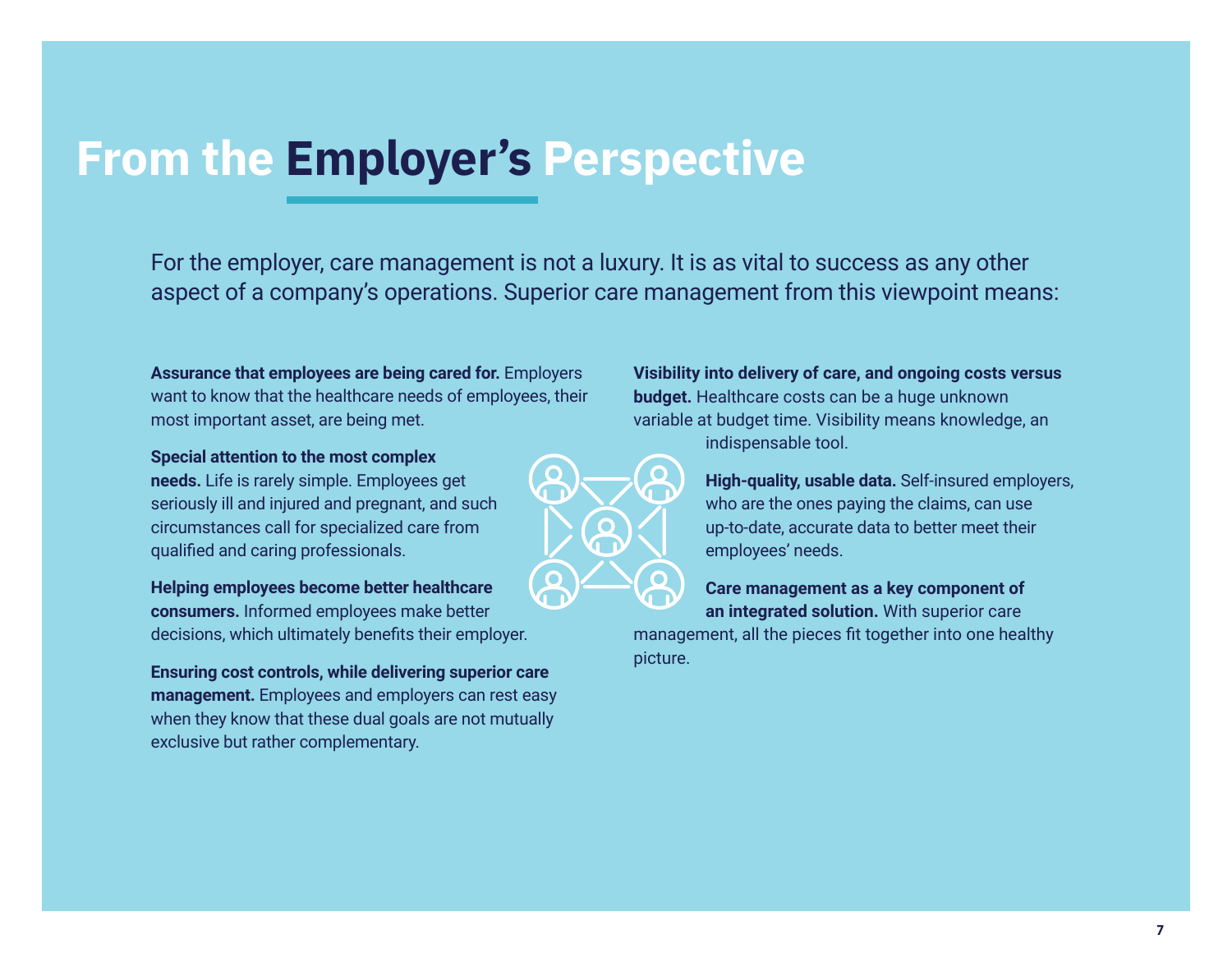# From the Employer's Perspective

For the employer, care management is not a luxury. It is as vital to success as any other aspect of a company's operations. Superior care management from this viewpoint means:

**Assurance that employees are being cared for.** Employers want to know that the healthcare needs of employees, their most important asset, are being met.

**Special attention to the most complex needs.** Life is rarely simple. Employees get seriously ill and injured and pregnant, and such circumstances call for specialized care from qualified and caring professionals.

**Helping employees become better healthcare consumers.** Informed employees make better decisions, which ultimately benefits their employer.

**Ensuring cost controls, while delivering superior care management.** Employees and employers can rest easy when they know that these dual goals are not mutually exclusive but rather complementary.

**Visibility into delivery of care, and ongoing costs versus budget.** Healthcare costs can be a huge unknown variable at budget time. Visibility means knowledge, an indispensable tool.

**High-quality, usable data.** Self-insured employers, who are the ones paying the claims, can use up-to-date, accurate data to better meet their employees' needs.

**Care management as a key component of an integrated solution.** With superior care management, all the pieces fit together into one healthy picture.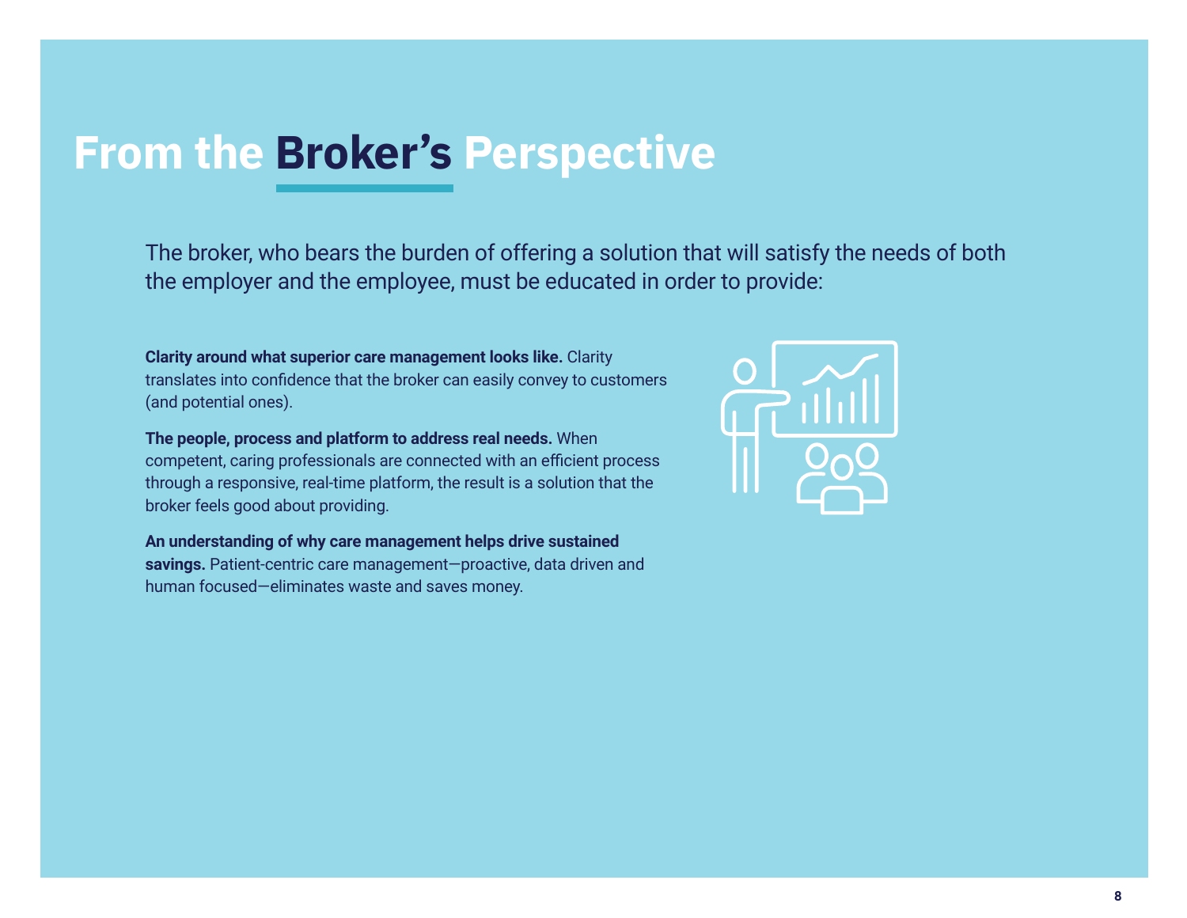# From the Broker's Perspective

The broker, who bears the burden of offering a solution that will satisfy the needs of both the employer and the employee, must be educated in order to provide:

**Clarity around what superior care management looks like.** Clarity translates into confidence that the broker can easily convey to customers (and potential ones).

**The people, process and platform to address real needs.** When competent, caring professionals are connected with an efficient process through a responsive, real-time platform, the result is a solution that the broker feels good about providing.

**An understanding of why care management helps drive sustained savings.** Patient-centric care management—proactive, data driven and human focused—eliminates waste and saves money.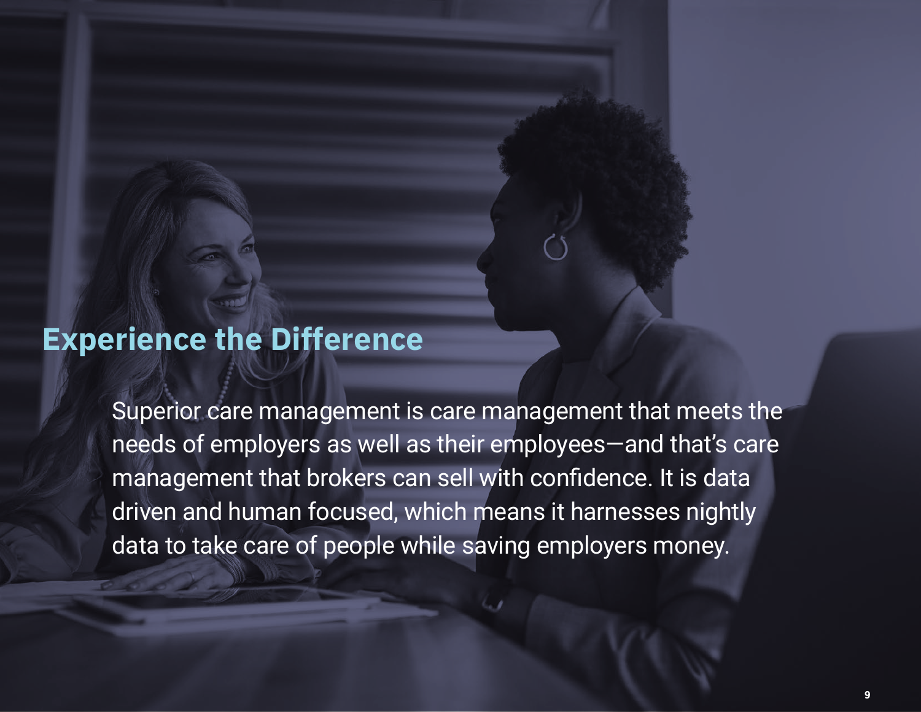## Experience the Difference

Superior care management is care management that meets the needs of employers as well as their employees—and that's care management that brokers can sell with confidence. It is data driven and human focused, which means it harnesses nightly data to take care of people while saving employers money.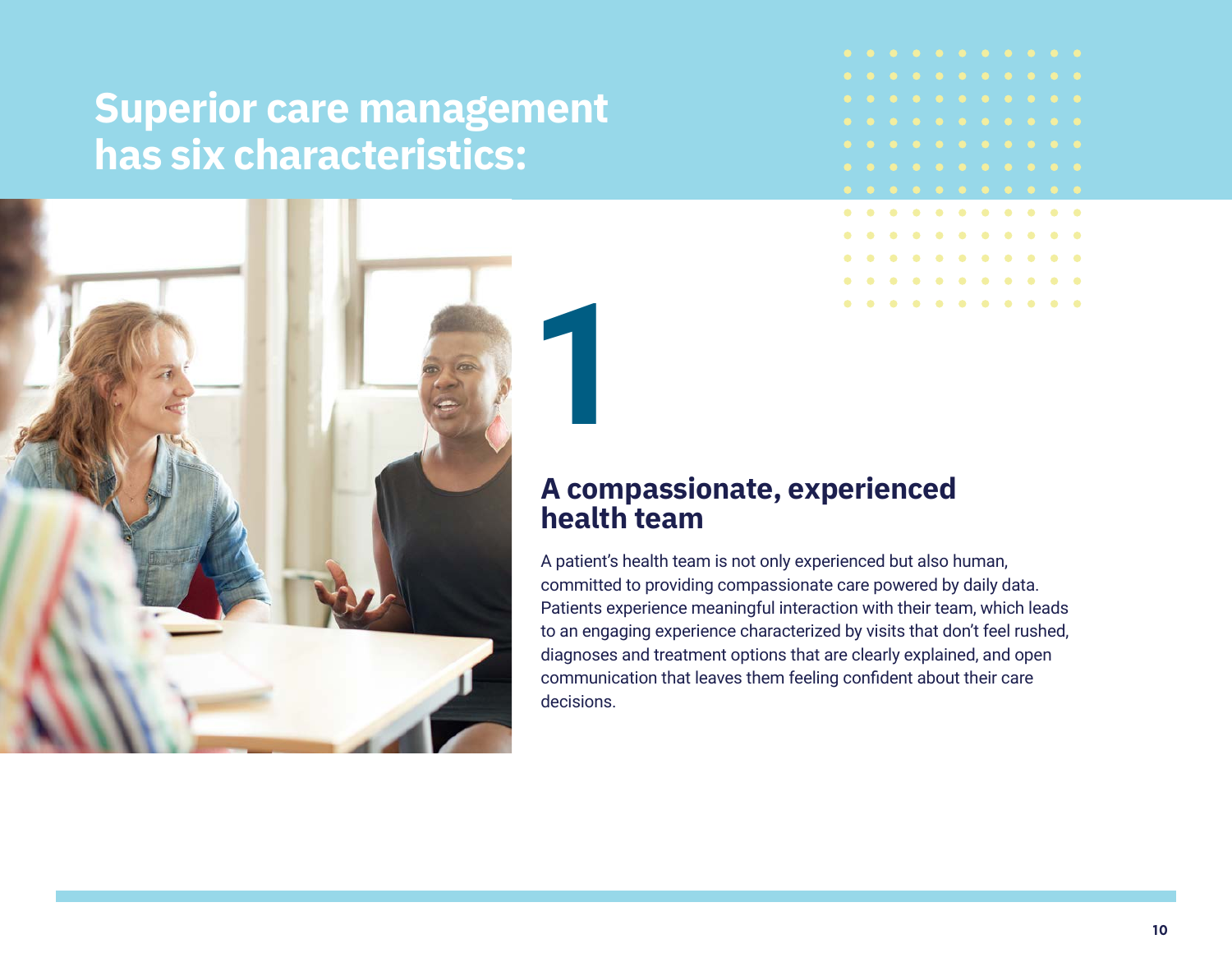# Superior care management has six characteristics:

1

## A compassionate, experienced health team

A patient's health team is not only experienced but also human, committed to providing compassionate care powered by daily data. Patients experience meaningful interaction with their team, which leads to an engaging experience characterized by visits that don't feel rushed, diagnoses and treatment options that are clearly explained, and open communication that leaves them feeling confident about their care decisions.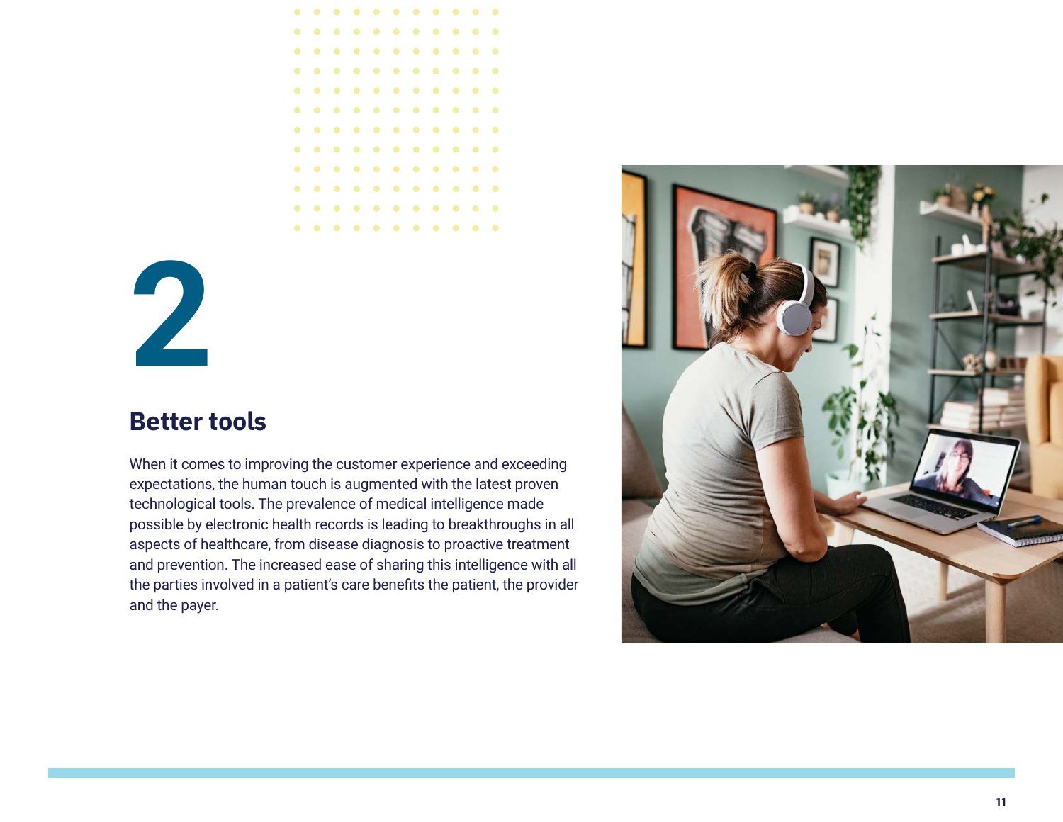# 2

## Better tools

When it comes to improving the customer experience and exceeding expectations, the human touch is augmented with the latest proven technological tools. The prevalence of medical intelligence made possible by electronic health records is leading to breakthroughs in all aspects of healthcare, from disease diagnosis to proactive treatment and prevention. The increased ease of sharing this intelligence with all the parties involved in a patient's care benefits the patient, the provider and the payer.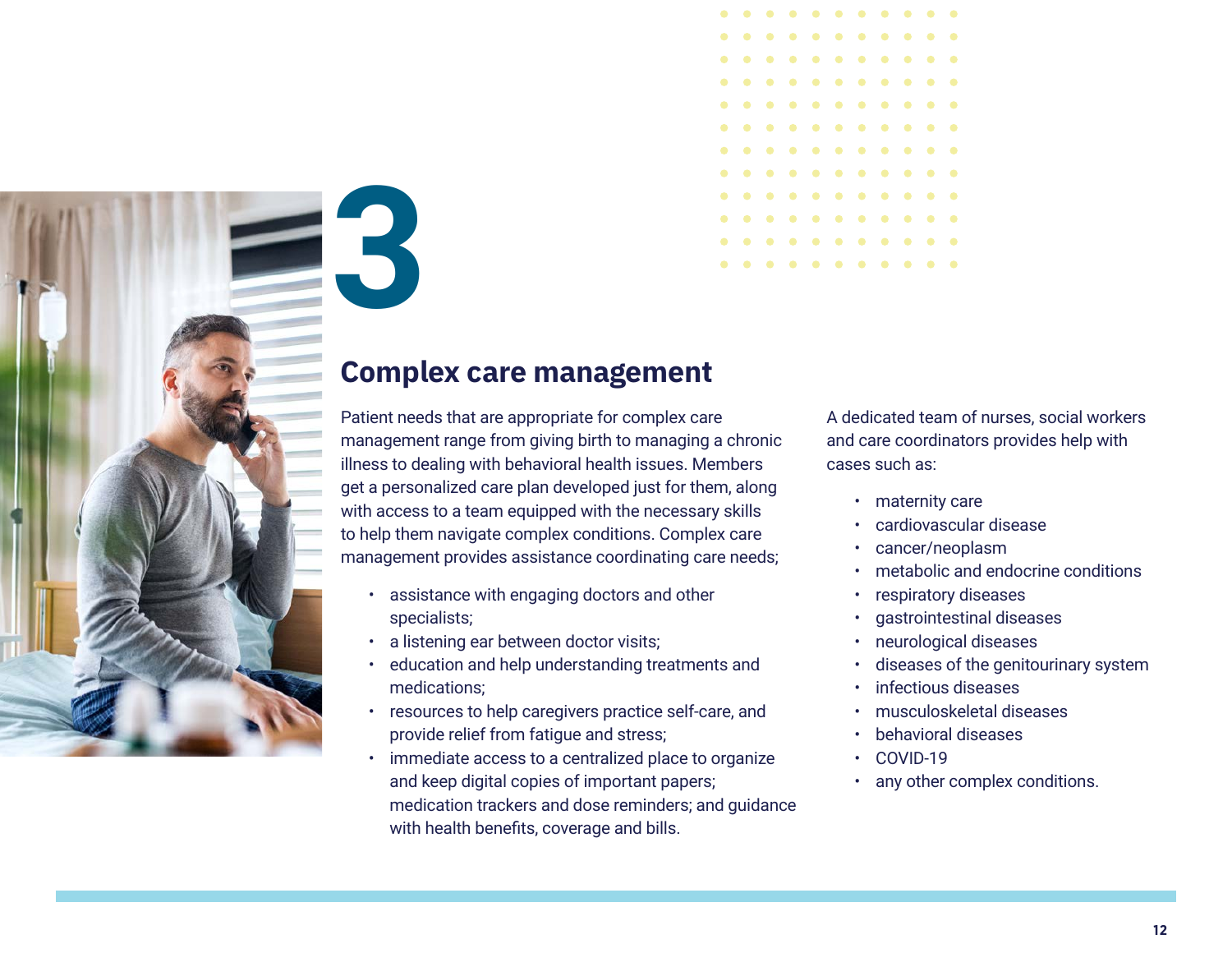# 3

## Complex care management

Patient needs that are appropriate for complex care management range from giving birth to managing a chronic illness to dealing with behavioral health issues. Members get a personalized care plan developed just for them, along with access to a team equipped with the necessary skills to help them navigate complex conditions. Complex care management provides assistance coordinating care needs;

- assistance with engaging doctors and other specialists;
- a listening ear between doctor visits;
- education and help understanding treatments and medications;
- resources to help caregivers practice self-care, and provide relief from fatigue and stress;
- immediate access to a centralized place to organize and keep digital copies of important papers; medication trackers and dose reminders; and guidance with health benefits, coverage and bills.

A dedicated team of nurses, social workers and care coordinators provides help with cases such as:

- maternity care
- cardiovascular disease
- cancer/neoplasm
- metabolic and endocrine conditions
- respiratory diseases
- gastrointestinal diseases
- neurological diseases
- diseases of the genitourinary system
- infectious diseases
- musculoskeletal diseases
- behavioral diseases
- COVID-19
- any other complex conditions.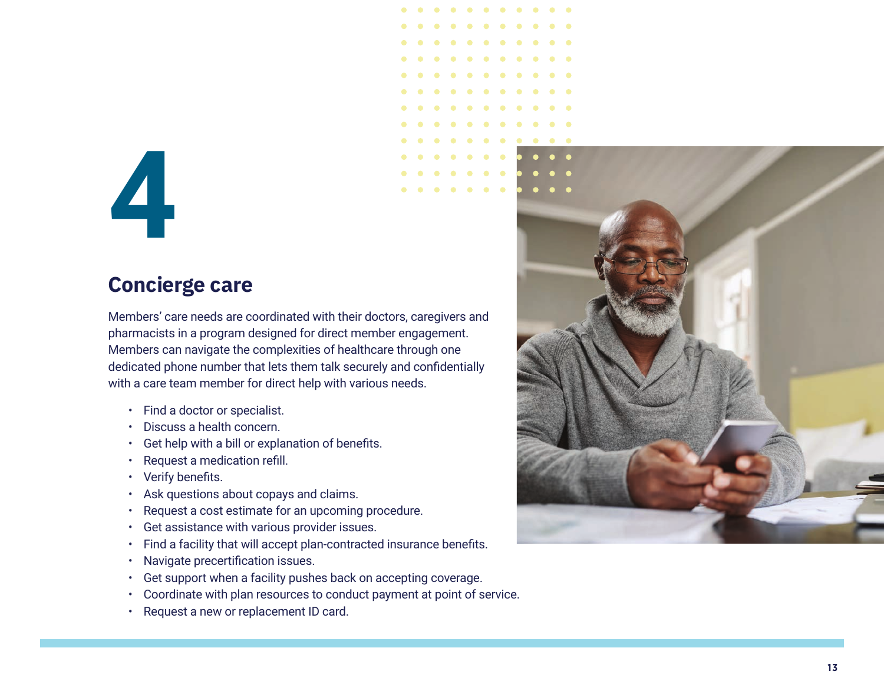# 4

## Concierge care

Members' care needs are coordinated with their doctors, caregivers and pharmacists in a program designed for direct member engagement. Members can navigate the complexities of healthcare through one dedicated phone number that lets them talk securely and confidentially with a care team member for direct help with various needs.

- Find a doctor or specialist.
- Discuss a health concern.
- Get help with a bill or explanation of benefits.
- Request a medication refill.
- Verify benefits.
- Ask questions about copays and claims.
- Request a cost estimate for an upcoming procedure.
- Get assistance with various provider issues.
- Find a facility that will accept plan-contracted insurance benefits.
- Navigate precertification issues.
- Get support when a facility pushes back on accepting coverage.
- Coordinate with plan resources to conduct payment at point of service.
- Request a new or replacement ID card.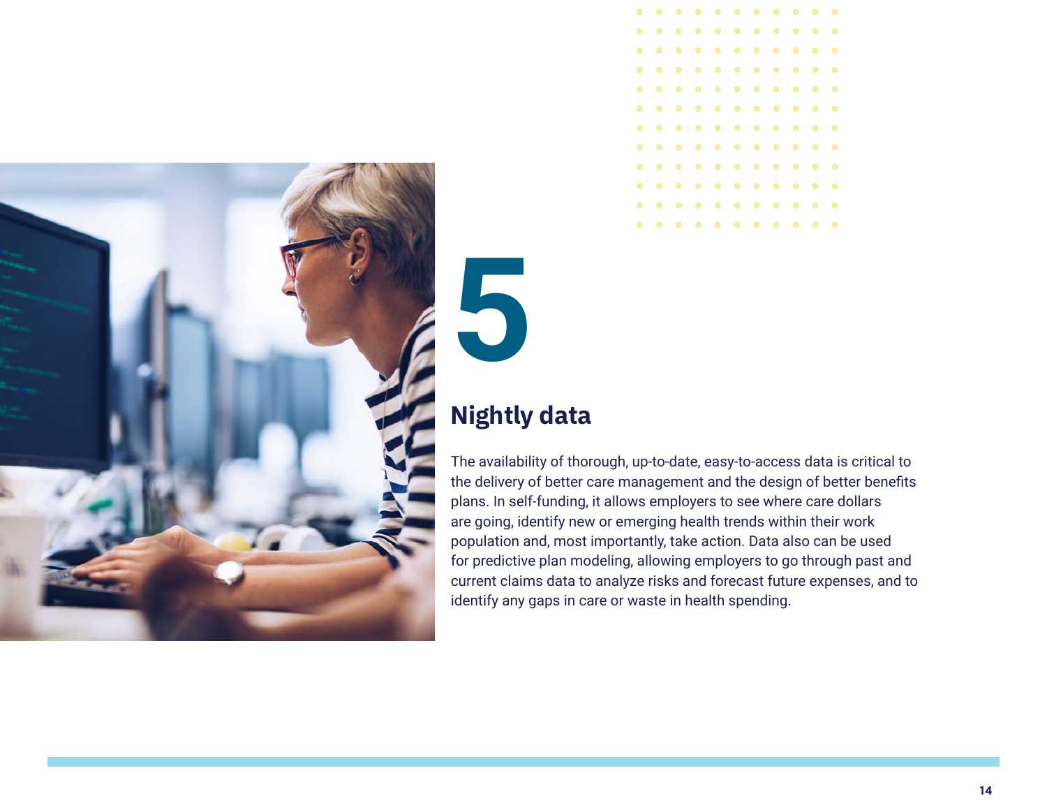# 5

## Nightly data

The availability of thorough, up-to-date, easy-to-access data is critical to the delivery of better care management and the design of better benefits plans. In self-funding, it allows employers to see where care dollars are going, identify new or emerging health trends within their work population and, most importantly, take action. Data also can be used for predictive plan modeling, allowing employers to go through past and current claims data to analyze risks and forecast future expenses, and to identify any gaps in care or waste in health spending.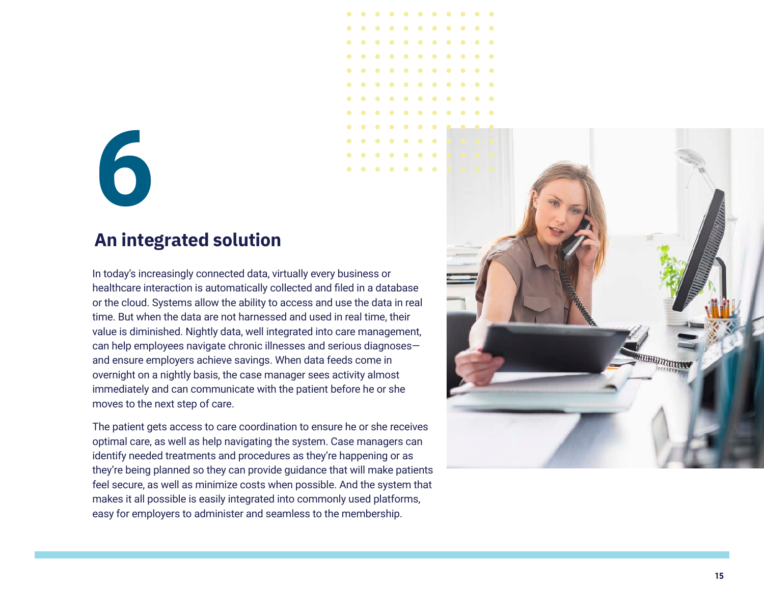# 6

## An integrated solution

In today's increasingly connected data, virtually every business or healthcare interaction is automatically collected and filed in a database or the cloud. Systems allow the ability to access and use the data in real time. But when the data are not harnessed and used in real time, their value is diminished. Nightly data, well integrated into care management, can help employees navigate chronic illnesses and serious diagnoses—and ensure employers achieve savings. When data feeds come in overnight on a nightly basis, the case manager sees activity almost immediately and can communicate with the patient before he or she moves to the next step of care.

The patient gets access to care coordination to ensure he or she receives optimal care, as well as help navigating the system. Case managers can identify needed treatments and procedures as they're happening or as they're being planned so they can provide guidance that will make patients feel secure, as well as minimize costs when possible. And the system that makes it all possible is easily integrated into commonly used platforms, easy for employers to administer and seamless to the membership.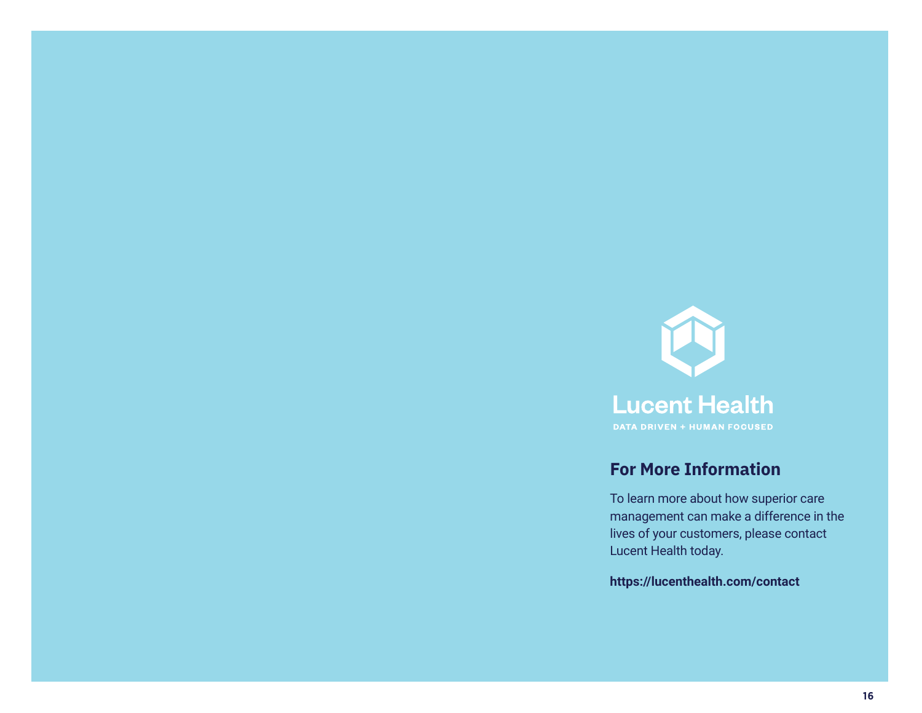Lucent Health

DATA DRIVEN + HUMAN FOCUSED

## For More Information

To learn more about how superior care management can make a difference in the lives of your customers, please contact Lucent Health today.

**https://lucenthealth.com/contact**